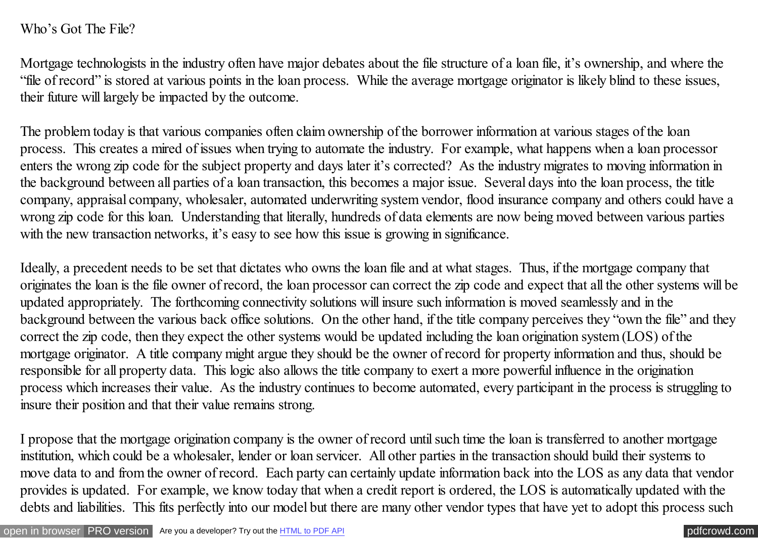# Who's Got The File?

Mortgage technologists in the industry often have major debates about the file structure of a loan file, it's ownership, and where the "file of record" is stored at various points in the loan process. While the average mortgage originator is likely blind to these issues, their future will largely be impacted by the outcome.

The problem today is that various companies often claim ownership of the borrower information at various stages of the loan process. This creates a mired of issues when trying to automate the industry. For example, what happens when a loan processor enters the wrong zip code for the subject property and days later it's corrected? As the industry migrates to moving information in the background between all parties of a loan transaction, this becomes a major issue. Several days into the loan process, the title company, appraisal company, wholesaler, automated underwriting system vendor, flood insurance company and others could have a wrong zip code for this loan. Understanding that literally, hundreds of data elements are now being moved between various parties with the new transaction networks, it's easy to see how this issue is growing in significance.

Ideally, a precedent needs to be set that dictates who owns the loan file and at what stages. Thus, if the mortgage company that originates the loan is the file owner of record, the loan processor can correct the zip code and expect that all the other systems will be updated appropriately. The forthcoming connectivity solutions will insure such information is moved seamlessly and in the background between the various back office solutions. On the other hand, if the title company perceives they "own the file" and they correct the zip code, then they expect the other systems would be updated including the loan origination system (LOS) of the mortgage originator. A title company might argue they should be the owner of record for property information and thus, should be responsible for all property data. This logic also allows the title company to exert a more powerful influence in the origination process which increases their value. As the industry continues to become automated, every participant in the process is struggling to insure their position and that their value remains strong.

I propose that the mortgage origination company is the owner of record until such time the loan is transferred to another mortgage institution, which could be a wholesaler, lender or loan servicer. All other parties in the transaction should build their systems to move data to and from the owner of record. Each party can certainly update information back into the LOS as any data that vendor provides is updated. For example, we know today that when a credit report is ordered, the LOS is automatically updated with the debts and liabilities. This fits perfectly into our model but there are many other vendor types that have yet to adopt this process such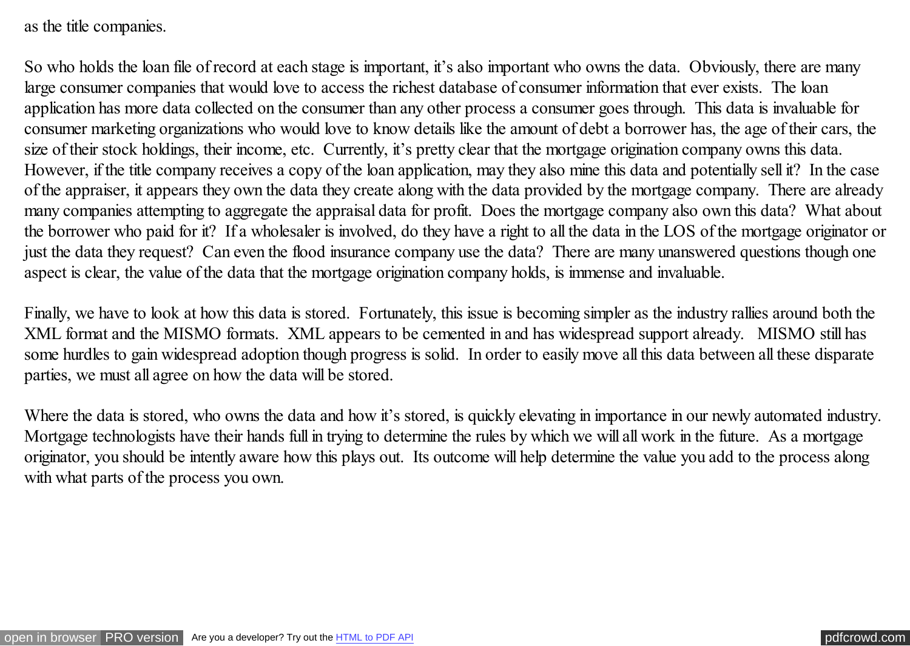as the title companies.

So who holds the loan file of record at each stage is important, it's also important who owns the data. Obviously, there are many large consumer companies that would love to access the richest database of consumer information that ever exists. The loan application has more data collected on the consumer than any other process a consumer goes through. This data is invaluable for consumer marketing organizations who would love to know details like the amount of debt a borrower has, the age of their cars, the size of their stock holdings, their income, etc. Currently, it's pretty clear that the mortgage origination company owns this data. However, if the title company receives a copy of the loan application, may they also mine this data and potentially sell it? In the case of the appraiser, it appears they own the data they create along with the data provided by the mortgage company. There are already many companies attempting to aggregate the appraisal data for profit. Does the mortgage company also own this data? What about the borrower who paid for it? If a wholesaler is involved, do they have a right to all the data in the LOS of the mortgage originator or just the data they request? Can even the flood insurance company use the data? There are many unanswered questions though one aspect is clear, the value of the data that the mortgage origination company holds, is immense and invaluable.

Finally, we have to look at how this data is stored. Fortunately, this issue is becoming simpler as the industry rallies around both the XML format and the MISMO formats. XML appears to be cemented in and has widespread support already. MISMO still has some hurdles to gain widespread adoption though progress is solid. In order to easily move all this data between all these disparate parties, we must all agree on how the data will be stored.

Where the data is stored, who owns the data and how it's stored, is quickly elevating in importance in our newly automated industry. Mortgage technologists have their hands full in trying to determine the rules by which we will all work in the future. As a mortgage originator, you should be intently aware how this plays out. Its outcome will help determine the value you add to the process along with what parts of the process you own.